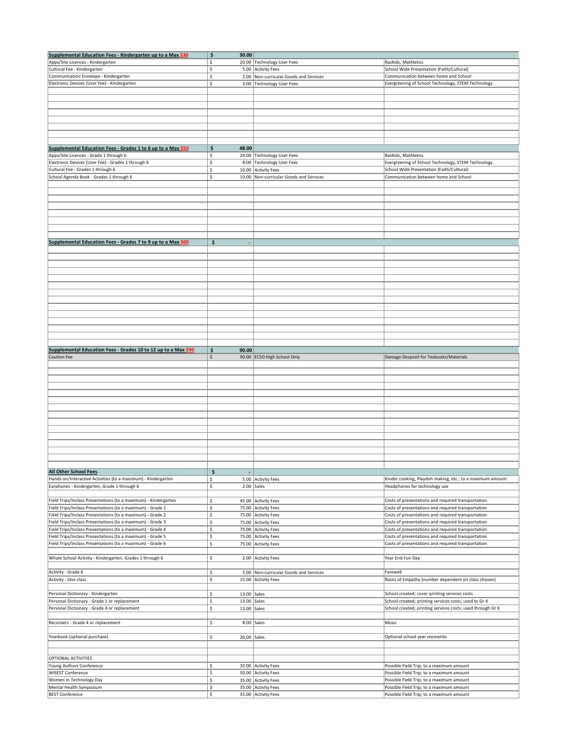| Supplemental Education Fees - Kindergarten up to a Max $30 | $ 30.00 | | |
|---|---|---|---|
| Apps/Site Licences - Kindergarten | $ 20.00 | Technology User Fees | RazKids, Mathletics |
| Cultural Fee - Kindergarten | $ 5.00 | Activity Fees | School Wide Presentation (Faith/Cultural) |
| Communication Envelope - Kindergarten | $ 2.00 | Non-curricular Goods and Services | Communication between home and School |
| Electronic Devices (User Fee) - Kindergarten | $ 3.00 | Technology User Fees | Evergreening of School Technology, STEM Technology |

| Supplemental Education Fees - Grades 1 to 6 up to a Max $50 | $ 48.00 | | |
|---|---|---|---|
| Apps/Site Licences - Grade 1 through 6 | $ 20.00 | Technology User Fees | RazKids, Mathletics |
| Electronic Devices (User Fee) - Grades 1 through 6 | $ 8.00 | Technology User Fees | Evergreening of School Technology, STEM Technology |
| Cultural Fee - Grades 1 through 6 | $ 10.00 | Activity Fees | School Wide Presentation (Faith/Cultural) |
| School Agenda Book - Grades 1 through 6 | $ 10.00 | Non-curricular Goods and Services | Communication between home and School |

| Supplemental Education Fees - Grades 7 to 9 up to a Max $60 | $ - | | |
|---|---|---|---|

| Supplemental Education Fees - Grades 10 to 12 up to a Max $90 | $ 90.00 | | |
|---|---|---|---|
| Caution Fee | $ 90.00 | ECSD High School Only | Damage Desposit for Texbooks/Materials |

| All Other School Fees | $ - | | |
|---|---|---|---|
| Hands on/Interactive Activities (to a maximum) - Kindergarten | $ 5.00 | Activity Fees | Kinder cooking, Playdoh making, etc.; to a maximum amount |
| Earphones - Kindergarten, Grade 1 through 6 | $ 2.00 | Sales | Headphones for technology use |
| | | | |
| Field Trips/Inclass Presentations (to a maximum) - Kindergarten | $ 45.00 | Activity Fees | Costs of presentations and required transportation |
| Field Trips/Inclass Presentations (to a maximum) - Grade 1 | $ 75.00 | Activity Fees | Costs of presentations and required transportation |
| Field Trips/Inclass Presentations (to a maximum) - Grade 2 | $ 75.00 | Activity Fees | Costs of presentations and required transportation |
| Field Trips/Inclass Presentations (to a maximum) - Grade 3 | $ 75.00 | Activity Fees | Costs of presentations and required transportation |
| Field Trips/Inclass Presentations (to a maximum) - Grade 4 | $ 75.00 | Activity Fees | Costs of presentations and required transportation |
| Field Trips/Inclass Presentations (to a maximum) - Grade 5 | $ 75.00 | Activity Fees | Costs of presentations and required transportation |
| Field Trips/Inclass Presentations (to a maximum) - Grade 6 | $ 75.00 | Activity Fees | Costs of presentations and required transportation |
| | | | |
| Whole School Activity - Kindergarten, Grades 1 through 6 | $ 2.00 | Activity Fees | Year End Fun Day |
| | | | |
| Activity - Grade 6 | $ 5.00 | Non-curricular Goods and Services | Farewell |
| Activity - One class | $ 15.00 | Activity Fees | Roots of Empathy (number dependent on class chosen) |
| | | | |
| Personal Dictionary - Kindergarten | $ 13.00 | Sales | School created; cover printing services costs |
| Personal Dictionary - Grade 1 or replacement | $ 13.00 | Sales | School created; printing services costs; used to Gr 4 |
| Personal Dictionary - Grade 4 or replacement | $ 13.00 | Sales | School created; printing services costs; used through Gr 6 |
| | | | |
| Recorders - Grade 4 or replacement | $ 8.00 | Sales | Music |
| | | | |
| Yearbook (optional purchase) | $ 20.00 | Sales | Optional school year momento |
| | | | |
| OPTIONAL ACTIVITIES | | | |
| Young Authors Conference | $ 35.00 | Activity Fees | Possible Field Trip; to a maximum amount |
| WISEST Conference | $ 50.00 | Activity Fees | Possible Field Trip; to a maximum amount |
| Women in Technology Day | $ 35.00 | Activity Fees | Possible Field Trip; to a maximum amount |
| Mental Health Symposium | $ 35.00 | Activity Fees | Possible Field Trip; to a maximum amount |
| BEST Conference | $ 35.00 | Activity Fees | Possible Field Trip; to a maximum amount |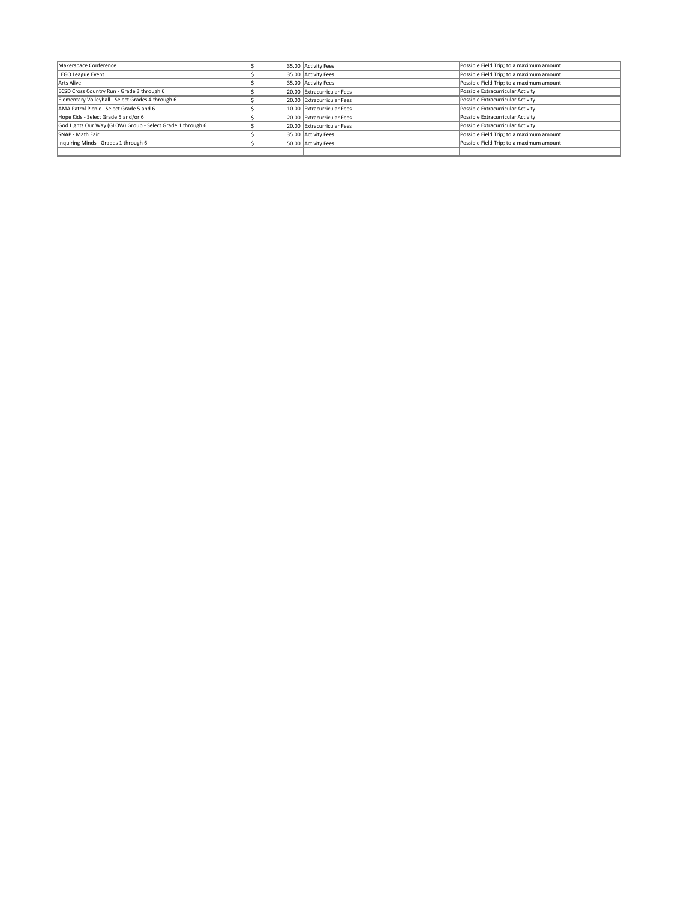| | | | |
|---|---|---|---|
| Makerspace Conference | $ 35.00 | Activity Fees | Possible Field Trip; to a maximum amount |
| LEGO League Event | $ 35.00 | Activity Fees | Possible Field Trip; to a maximum amount |
| Arts Alive | $ 35.00 | Activity Fees | Possible Field Trip; to a maximum amount |
| ECSD Cross Country Run - Grade 3 through 6 | $ 20.00 | Extracurricular Fees | Possible Extracurricular Activity |
| Elementary Volleyball - Select Grades 4 through 6 | $ 20.00 | Extracurricular Fees | Possible Extracurricular Activity |
| AMA Patrol Picnic - Select Grade 5 and 6 | $ 10.00 | Extracurricular Fees | Possible Extracurricular Activity |
| Hope Kids - Select Grade 5 and/or 6 | $ 20.00 | Extracurricular Fees | Possible Extracurricular Activity |
| God Lights Our Way (GLOW) Group - Select Grade 1 through 6 | $ 20.00 | Extracurricular Fees | Possible Extracurricular Activity |
| SNAP - Math Fair | $ 35.00 | Activity Fees | Possible Field Trip; to a maximum amount |
| Inquiring Minds - Grades 1 through 6 | $ 50.00 | Activity Fees | Possible Field Trip; to a maximum amount |
| | | | |